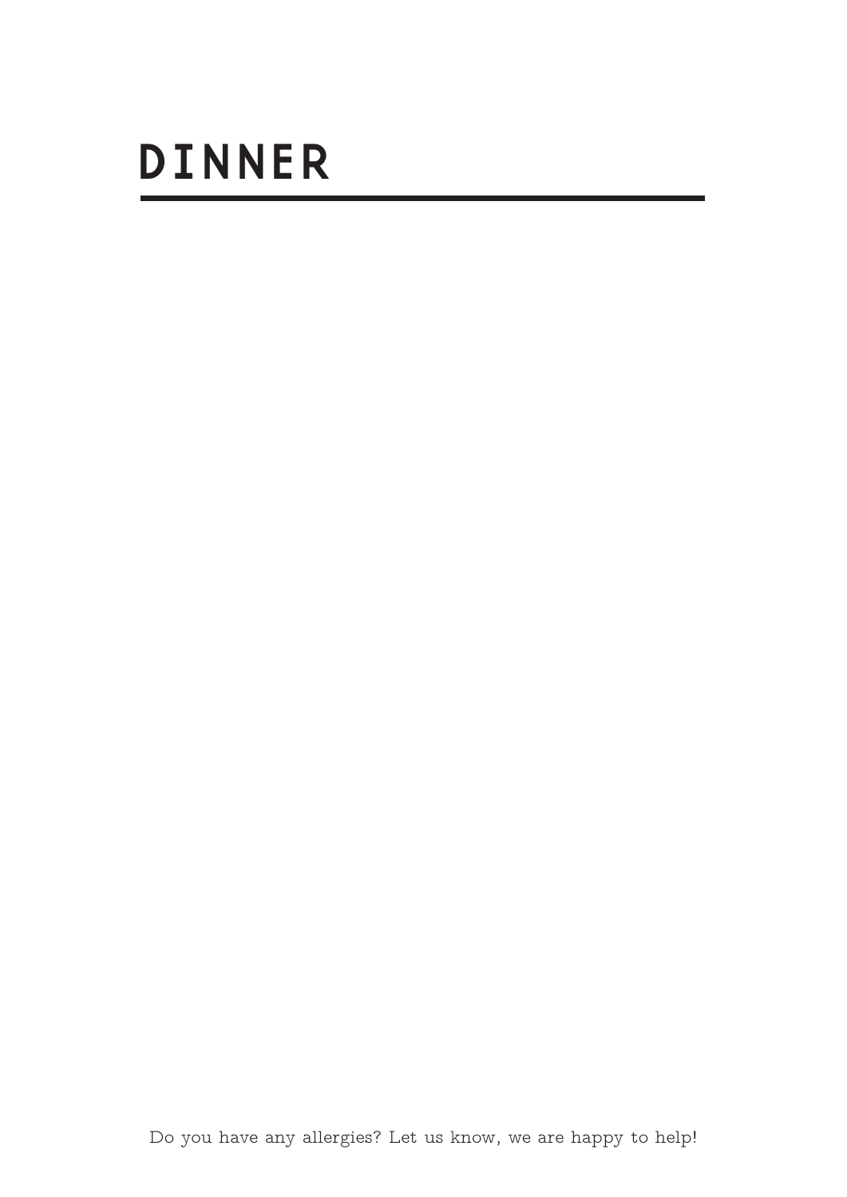# DINNER

Do you have any allergies? Let us know, we are happy to help!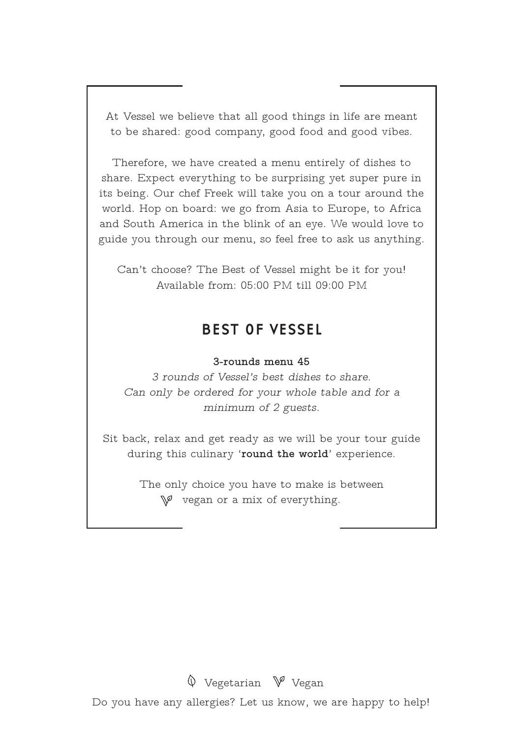At Vessel we believe that all good things in life are meant to be shared: good company, good food and good vibes.

Therefore, we have created a menu entirely of dishes to share. Expect everything to be surprising yet super pure in its being. Our chef Freek will take you on a tour around the world. Hop on board: we go from Asia to Europe, to Africa and South America in the blink of an eye. We would love to guide you through our menu, so feel free to ask us anything.

Can't choose? The Best of Vessel might be it for you!
Available from: 05:00 PM till 09:00 PM

## BEST OF VESSEL

**3-rounds menu 45**

*3 rounds of Vessel's best dishes to share.*
*Can only be ordered for your whole table and for a minimum of 2 guests.*

Sit back, relax and get ready as we will be your tour guide during this culinary '**round the world**' experience.

The only choice you have to make is between
vegan or a mix of everything.

Vegetarian  Vegan

Do you have any allergies? Let us know, we are happy to help!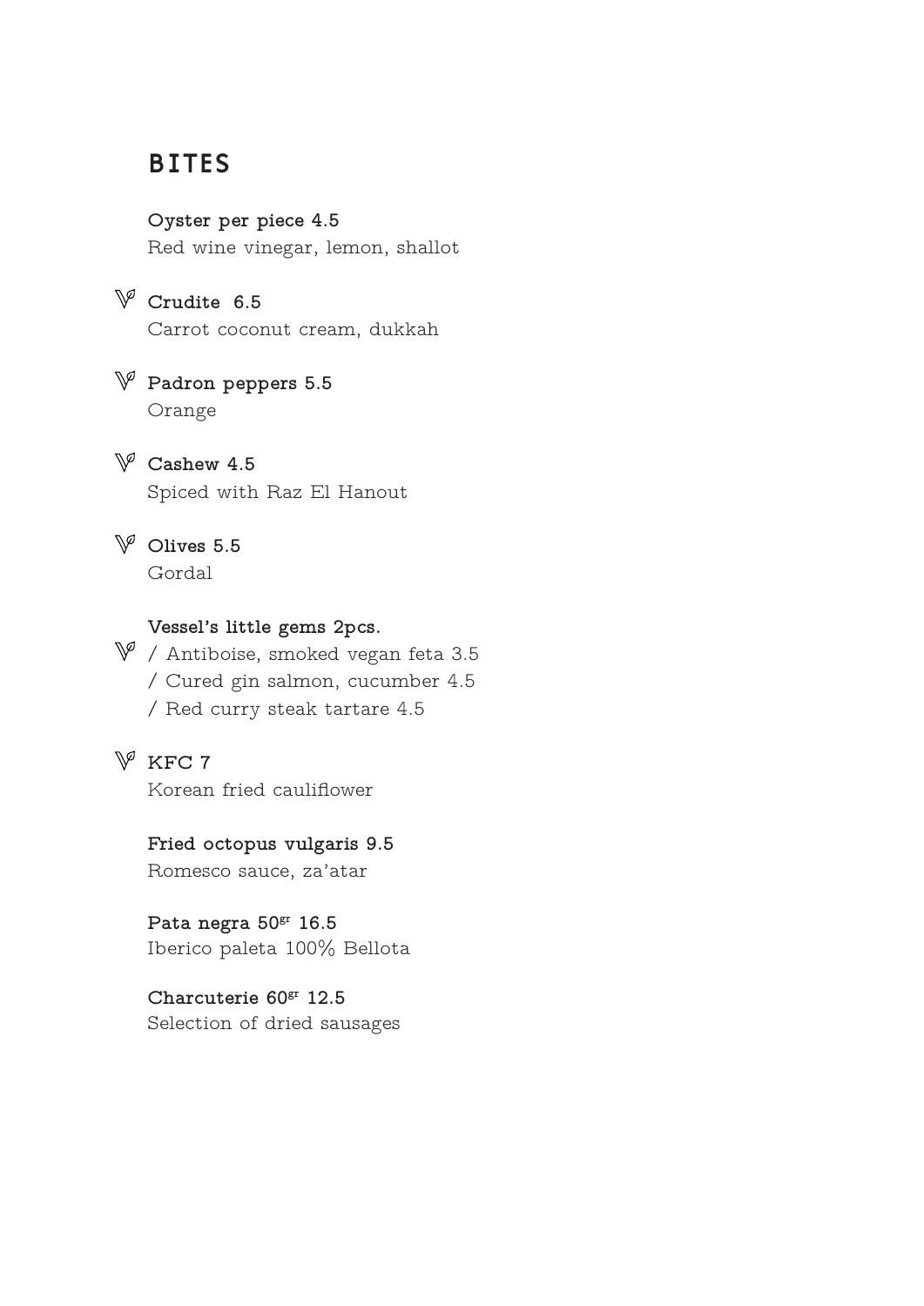## BITES

**Oyster per piece 4.5**
Red wine vinegar, lemon, shallot

𝕍 **Crudite 6.5**
Carrot coconut cream, dukkah

𝕍 **Padron peppers 5.5**
Orange

𝕍 **Cashew 4.5**
Spiced with Raz El Hanout

𝕍 **Olives 5.5**
Gordal

**Vessel's little gems 2pcs.**
𝕍 / Antiboise, smoked vegan feta 3.5
/ Cured gin salmon, cucumber 4.5
/ Red curry steak tartare 4.5

𝕍 **KFC 7**
Korean fried cauliflower

**Fried octopus vulgaris 9.5**
Romesco sauce, za'atar

**Pata negra 50gr 16.5**
Iberico paleta 100% Bellota

**Charcuterie 60gr 12.5**
Selection of dried sausages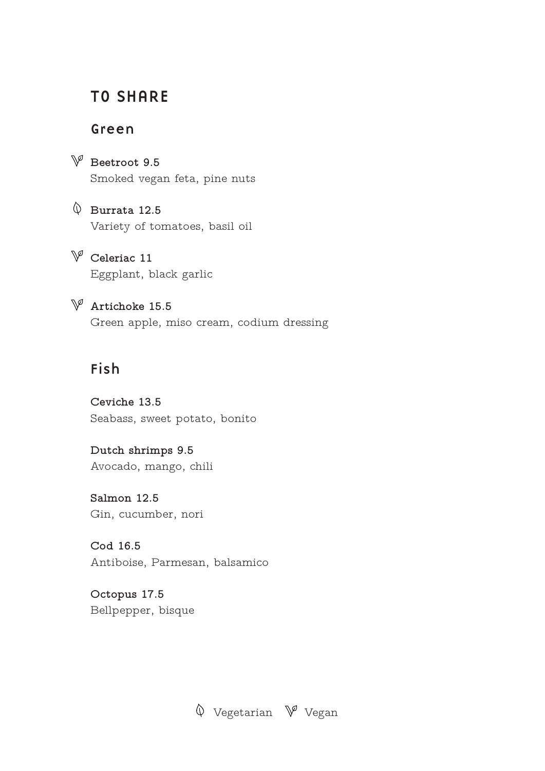# TO SHARE

## Green

**Beetroot 9.5** (Vegan)
Smoked vegan feta, pine nuts

**Burrata 12.5** (Vegetarian)
Variety of tomatoes, basil oil

**Celeriac 11** (Vegan)
Eggplant, black garlic

**Artichoke 15.5** (Vegan)
Green apple, miso cream, codium dressing

## Fish

**Ceviche 13.5**
Seabass, sweet potato, bonito

**Dutch shrimps 9.5**
Avocado, mango, chili

**Salmon 12.5**
Gin, cucumber, nori

**Cod 16.5**
Antiboise, Parmesan, balsamico

**Octopus 17.5**
Bellpepper, bisque

Vegetarian Vegan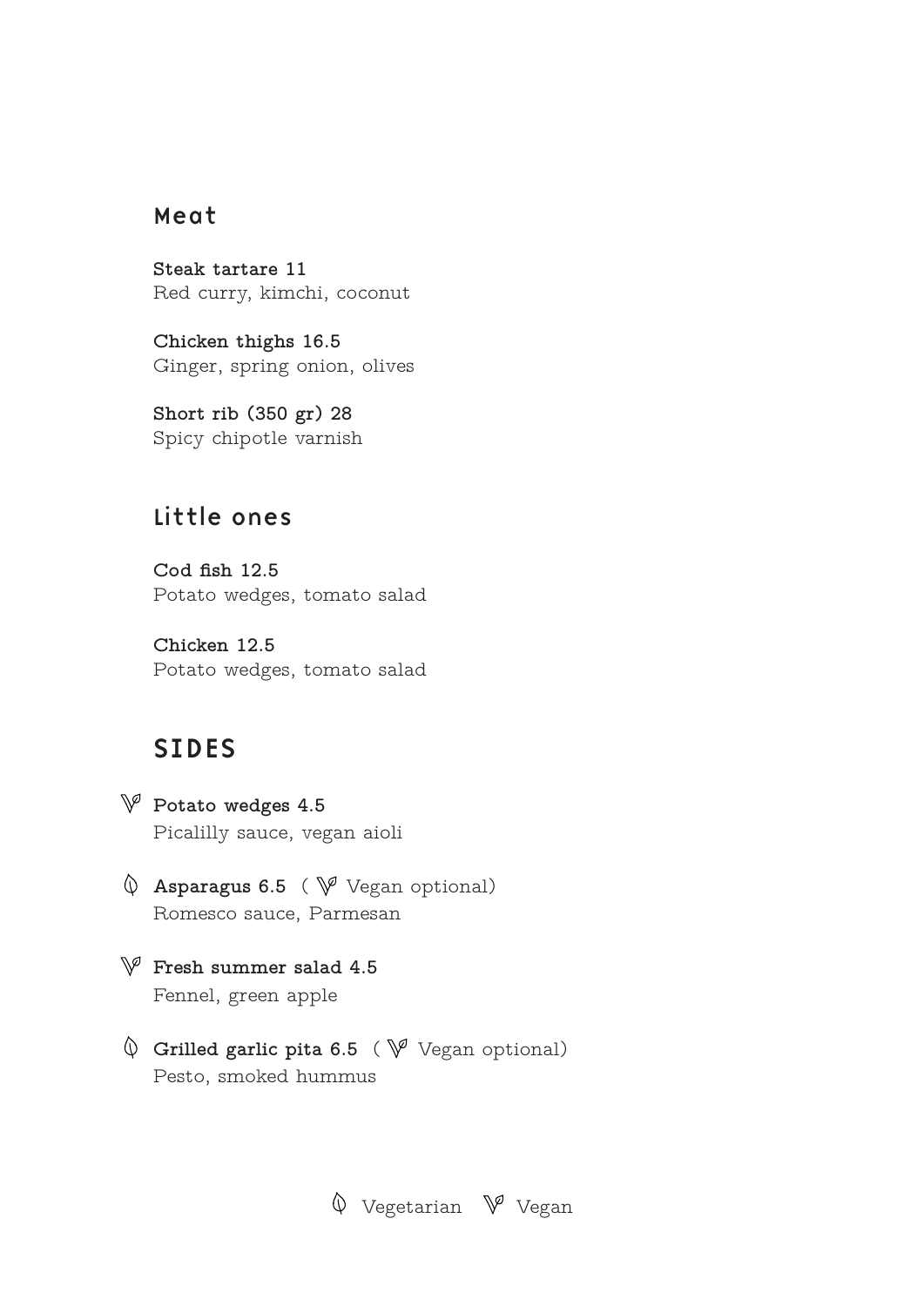## Meat

**Steak tartare 11**
Red curry, kimchi, coconut

**Chicken thighs 16.5**
Ginger, spring onion, olives

**Short rib (350 gr) 28**
Spicy chipotle varnish

## Little ones

**Cod fish 12.5**
Potato wedges, tomato salad

**Chicken 12.5**
Potato wedges, tomato salad

## SIDES

(Vegan) **Potato wedges 4.5**
Picalilly sauce, vegan aioli

(Vegetarian) **Asparagus 6.5** ( (Vegan) Vegan optional)
Romesco sauce, Parmesan

(Vegan) **Fresh summer salad 4.5**
Fennel, green apple

(Vegetarian) **Grilled garlic pita 6.5** ( (Vegan) Vegan optional)
Pesto, smoked hummus

(Vegetarian) Vegetarian (Vegan) Vegan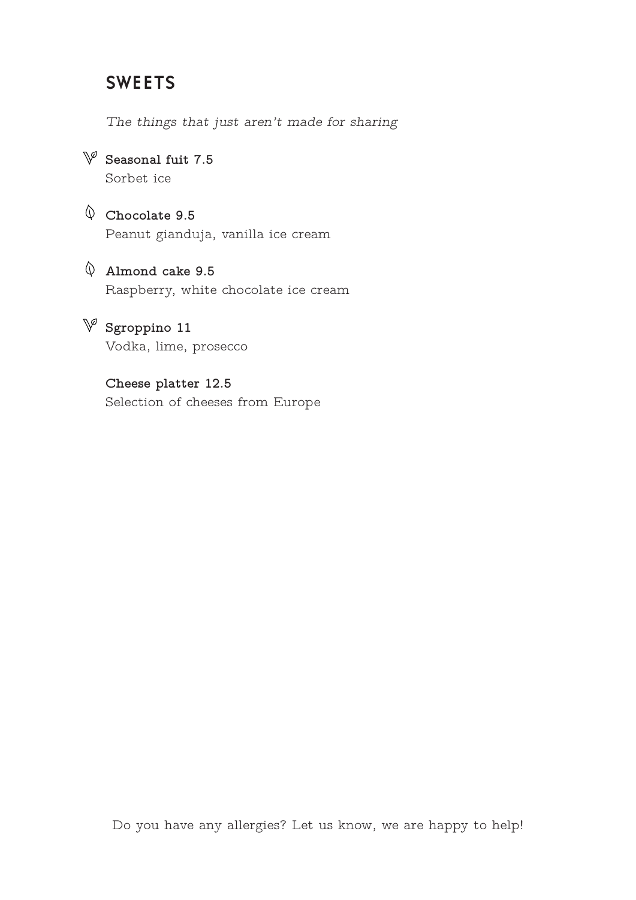## SWEETS

*The things that just aren't made for sharing*

**Seasonal fuit 7.5**
Sorbet ice

**Chocolate 9.5**
Peanut gianduja, vanilla ice cream

**Almond cake 9.5**
Raspberry, white chocolate ice cream

**Sgroppino 11**
Vodka, lime, prosecco

**Cheese platter 12.5**
Selection of cheeses from Europe

Do you have any allergies? Let us know, we are happy to help!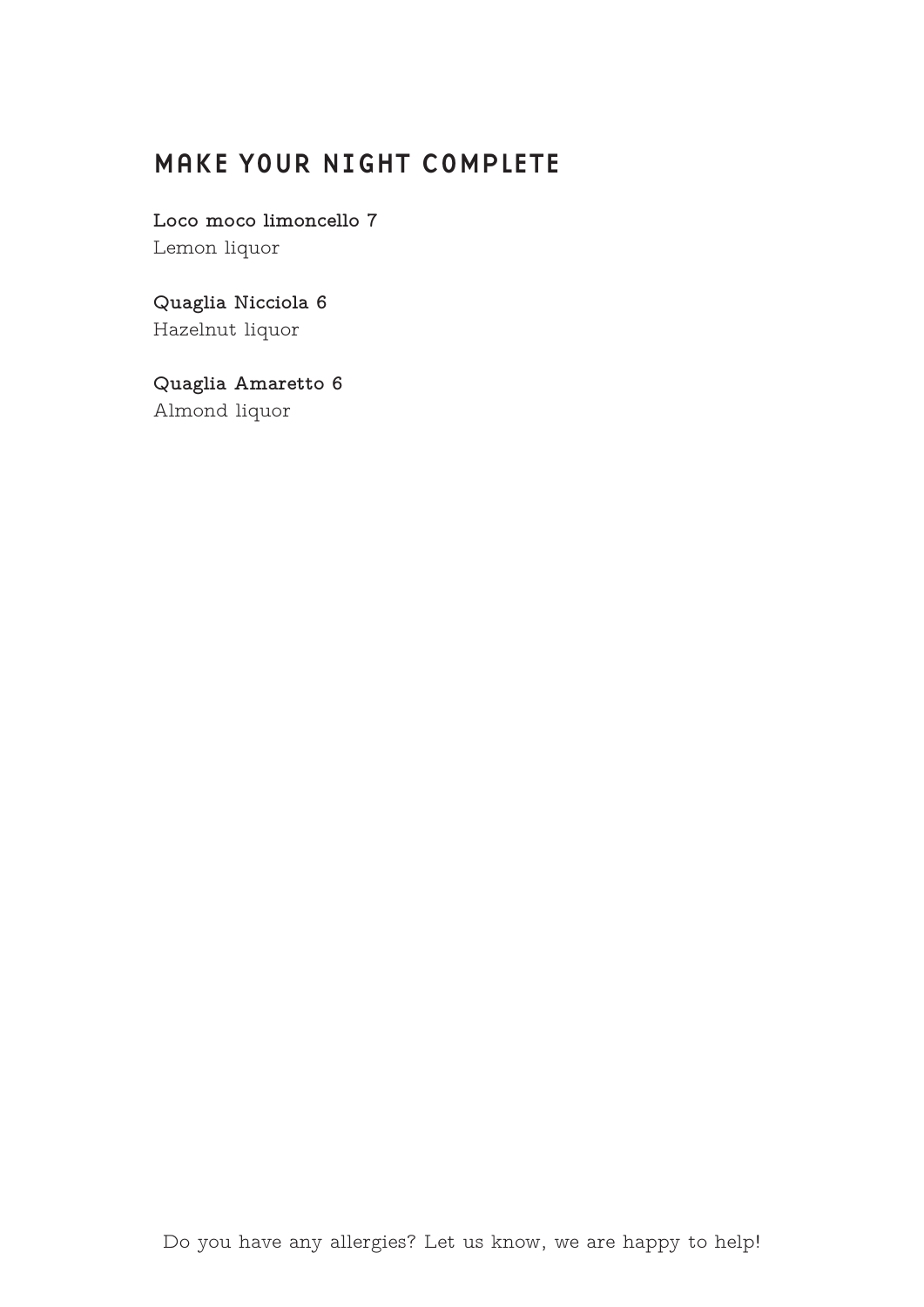## MAKE YOUR NIGHT COMPLETE

**Loco moco limoncello 7**
Lemon liquor

**Quaglia Nicciola 6**
Hazelnut liquor

**Quaglia Amaretto 6**
Almond liquor

Do you have any allergies? Let us know, we are happy to help!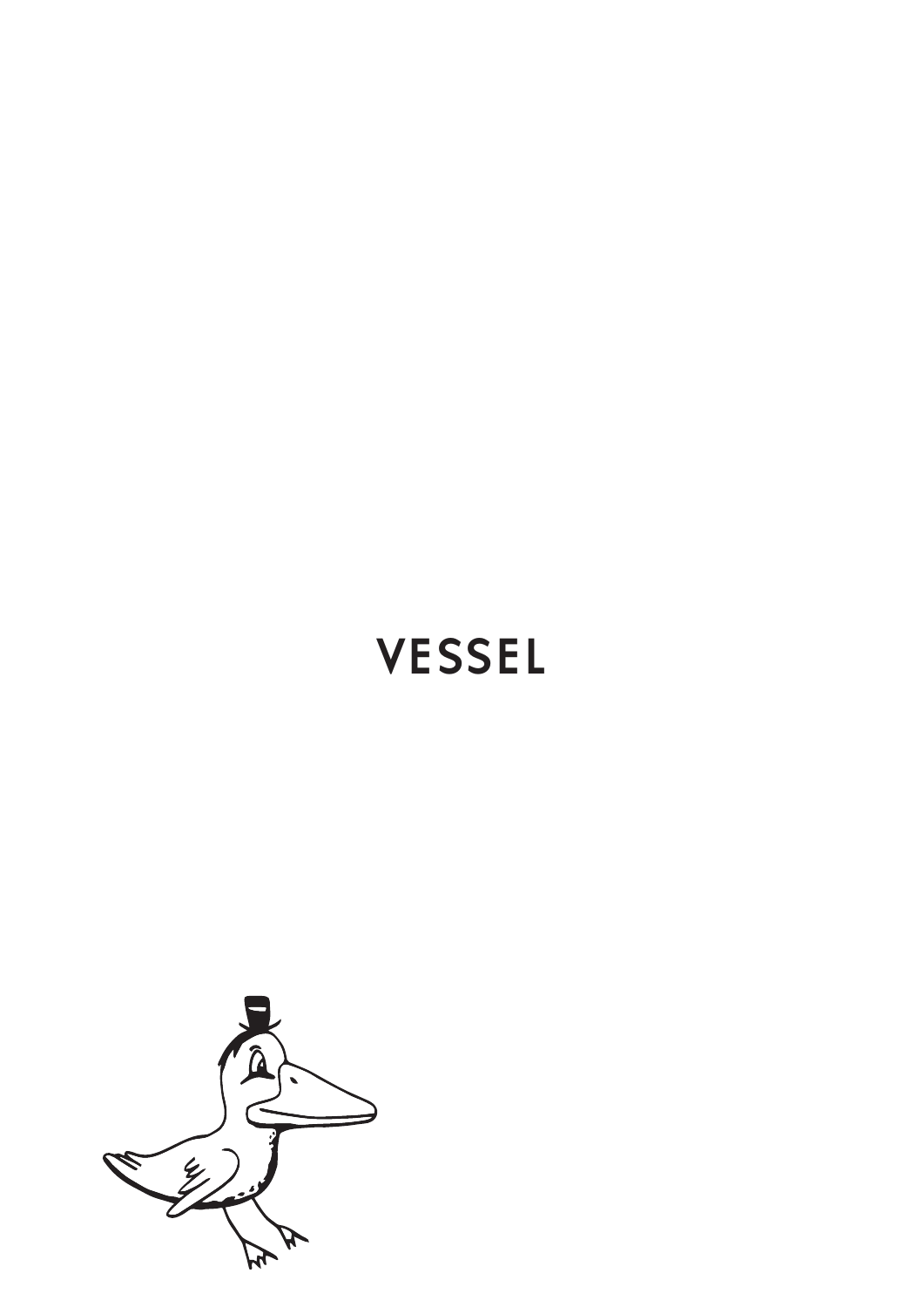VESSEL